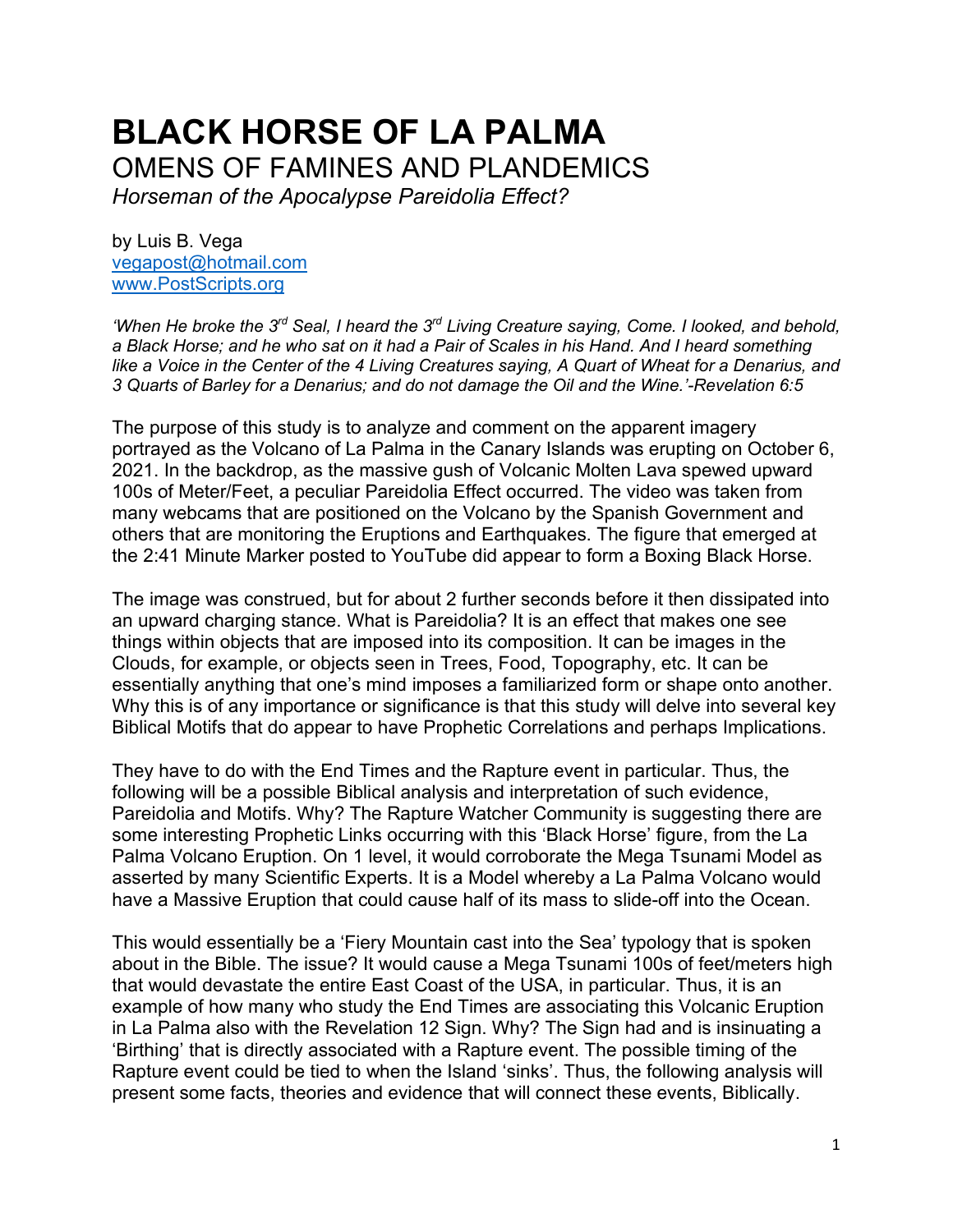# BLACK HORSE OF LA PALMA

## OMENS OF FAMINES AND PLANDEMICS

*Horseman of the Apocalypse Pareidolia Effect?*

by Luis B. Vega
vegapost@hotmail.com
www.PostScripts.org

*'When He broke the 3rd Seal, I heard the 3rd Living Creature saying, Come. I looked, and behold, a Black Horse; and he who sat on it had a Pair of Scales in his Hand. And I heard something like a Voice in the Center of the 4 Living Creatures saying, A Quart of Wheat for a Denarius, and 3 Quarts of Barley for a Denarius; and do not damage the Oil and the Wine.'-Revelation 6:5*

The purpose of this study is to analyze and comment on the apparent imagery portrayed as the Volcano of La Palma in the Canary Islands was erupting on October 6, 2021. In the backdrop, as the massive gush of Volcanic Molten Lava spewed upward 100s of Meter/Feet, a peculiar Pareidolia Effect occurred. The video was taken from many webcams that are positioned on the Volcano by the Spanish Government and others that are monitoring the Eruptions and Earthquakes. The figure that emerged at the 2:41 Minute Marker posted to YouTube did appear to form a Boxing Black Horse.

The image was construed, but for about 2 further seconds before it then dissipated into an upward charging stance. What is Pareidolia? It is an effect that makes one see things within objects that are imposed into its composition. It can be images in the Clouds, for example, or objects seen in Trees, Food, Topography, etc. It can be essentially anything that one's mind imposes a familiarized form or shape onto another. Why this is of any importance or significance is that this study will delve into several key Biblical Motifs that do appear to have Prophetic Correlations and perhaps Implications.

They have to do with the End Times and the Rapture event in particular. Thus, the following will be a possible Biblical analysis and interpretation of such evidence, Pareidolia and Motifs. Why? The Rapture Watcher Community is suggesting there are some interesting Prophetic Links occurring with this 'Black Horse' figure, from the La Palma Volcano Eruption. On 1 level, it would corroborate the Mega Tsunami Model as asserted by many Scientific Experts. It is a Model whereby a La Palma Volcano would have a Massive Eruption that could cause half of its mass to slide-off into the Ocean.

This would essentially be a 'Fiery Mountain cast into the Sea' typology that is spoken about in the Bible. The issue? It would cause a Mega Tsunami 100s of feet/meters high that would devastate the entire East Coast of the USA, in particular. Thus, it is an example of how many who study the End Times are associating this Volcanic Eruption in La Palma also with the Revelation 12 Sign. Why? The Sign had and is insinuating a 'Birthing' that is directly associated with a Rapture event. The possible timing of the Rapture event could be tied to when the Island 'sinks'. Thus, the following analysis will present some facts, theories and evidence that will connect these events, Biblically.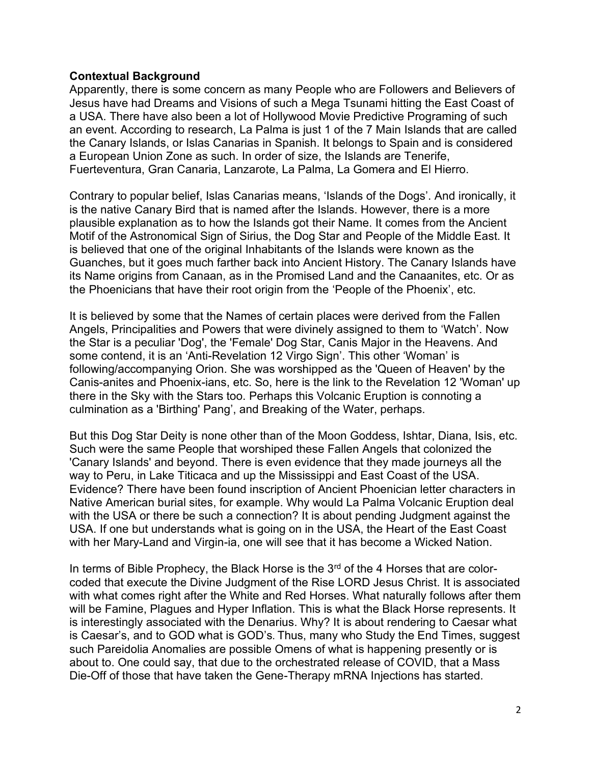**Contextual Background**

Apparently, there is some concern as many People who are Followers and Believers of Jesus have had Dreams and Visions of such a Mega Tsunami hitting the East Coast of a USA. There have also been a lot of Hollywood Movie Predictive Programing of such an event. According to research, La Palma is just 1 of the 7 Main Islands that are called the Canary Islands, or Islas Canarias in Spanish. It belongs to Spain and is considered a European Union Zone as such. In order of size, the Islands are Tenerife, Fuerteventura, Gran Canaria, Lanzarote, La Palma, La Gomera and El Hierro.

Contrary to popular belief, Islas Canarias means, 'Islands of the Dogs'. And ironically, it is the native Canary Bird that is named after the Islands. However, there is a more plausible explanation as to how the Islands got their Name. It comes from the Ancient Motif of the Astronomical Sign of Sirius, the Dog Star and People of the Middle East. It is believed that one of the original Inhabitants of the Islands were known as the Guanches, but it goes much farther back into Ancient History. The Canary Islands have its Name origins from Canaan, as in the Promised Land and the Canaanites, etc. Or as the Phoenicians that have their root origin from the 'People of the Phoenix', etc.

It is believed by some that the Names of certain places were derived from the Fallen Angels, Principalities and Powers that were divinely assigned to them to 'Watch'. Now the Star is a peculiar 'Dog', the 'Female' Dog Star, Canis Major in the Heavens. And some contend, it is an 'Anti-Revelation 12 Virgo Sign'. This other 'Woman' is following/accompanying Orion. She was worshipped as the 'Queen of Heaven' by the Canis-anites and Phoenix-ians, etc. So, here is the link to the Revelation 12 'Woman' up there in the Sky with the Stars too. Perhaps this Volcanic Eruption is connoting a culmination as a 'Birthing' Pang', and Breaking of the Water, perhaps.

But this Dog Star Deity is none other than of the Moon Goddess, Ishtar, Diana, Isis, etc. Such were the same People that worshiped these Fallen Angels that colonized the 'Canary Islands' and beyond. There is even evidence that they made journeys all the way to Peru, in Lake Titicaca and up the Mississippi and East Coast of the USA. Evidence? There have been found inscription of Ancient Phoenician letter characters in Native American burial sites, for example. Why would La Palma Volcanic Eruption deal with the USA or there be such a connection? It is about pending Judgment against the USA. If one but understands what is going on in the USA, the Heart of the East Coast with her Mary-Land and Virgin-ia, one will see that it has become a Wicked Nation.

In terms of Bible Prophecy, the Black Horse is the 3rd of the 4 Horses that are color-coded that execute the Divine Judgment of the Rise LORD Jesus Christ. It is associated with what comes right after the White and Red Horses. What naturally follows after them will be Famine, Plagues and Hyper Inflation. This is what the Black Horse represents. It is interestingly associated with the Denarius. Why? It is about rendering to Caesar what is Caesar's, and to GOD what is GOD's. Thus, many who Study the End Times, suggest such Pareidolia Anomalies are possible Omens of what is happening presently or is about to. One could say, that due to the orchestrated release of COVID, that a Mass Die-Off of those that have taken the Gene-Therapy mRNA Injections has started.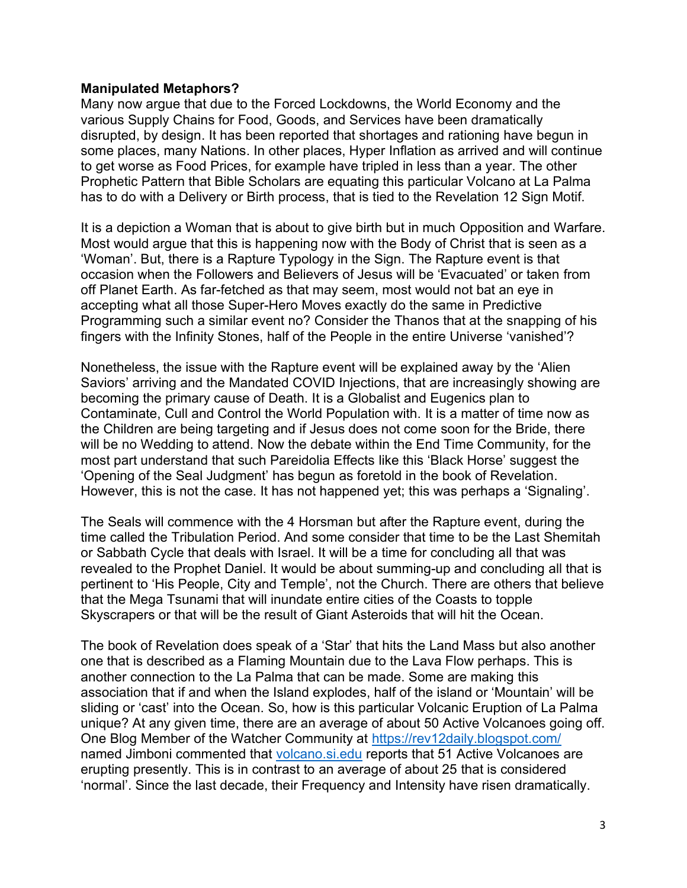**Manipulated Metaphors?**

Many now argue that due to the Forced Lockdowns, the World Economy and the various Supply Chains for Food, Goods, and Services have been dramatically disrupted, by design. It has been reported that shortages and rationing have begun in some places, many Nations. In other places, Hyper Inflation as arrived and will continue to get worse as Food Prices, for example have tripled in less than a year. The other Prophetic Pattern that Bible Scholars are equating this particular Volcano at La Palma has to do with a Delivery or Birth process, that is tied to the Revelation 12 Sign Motif.

It is a depiction a Woman that is about to give birth but in much Opposition and Warfare. Most would argue that this is happening now with the Body of Christ that is seen as a 'Woman'. But, there is a Rapture Typology in the Sign. The Rapture event is that occasion when the Followers and Believers of Jesus will be 'Evacuated' or taken from off Planet Earth. As far-fetched as that may seem, most would not bat an eye in accepting what all those Super-Hero Moves exactly do the same in Predictive Programming such a similar event no? Consider the Thanos that at the snapping of his fingers with the Infinity Stones, half of the People in the entire Universe 'vanished'?

Nonetheless, the issue with the Rapture event will be explained away by the 'Alien Saviors' arriving and the Mandated COVID Injections, that are increasingly showing are becoming the primary cause of Death. It is a Globalist and Eugenics plan to Contaminate, Cull and Control the World Population with. It is a matter of time now as the Children are being targeting and if Jesus does not come soon for the Bride, there will be no Wedding to attend. Now the debate within the End Time Community, for the most part understand that such Pareidolia Effects like this 'Black Horse' suggest the 'Opening of the Seal Judgment' has begun as foretold in the book of Revelation. However, this is not the case. It has not happened yet; this was perhaps a 'Signaling'.

The Seals will commence with the 4 Horsman but after the Rapture event, during the time called the Tribulation Period. And some consider that time to be the Last Shemitah or Sabbath Cycle that deals with Israel. It will be a time for concluding all that was revealed to the Prophet Daniel. It would be about summing-up and concluding all that is pertinent to 'His People, City and Temple', not the Church. There are others that believe that the Mega Tsunami that will inundate entire cities of the Coasts to topple Skyscrapers or that will be the result of Giant Asteroids that will hit the Ocean.

The book of Revelation does speak of a 'Star' that hits the Land Mass but also another one that is described as a Flaming Mountain due to the Lava Flow perhaps. This is another connection to the La Palma that can be made. Some are making this association that if and when the Island explodes, half of the island or 'Mountain' will be sliding or 'cast' into the Ocean. So, how is this particular Volcanic Eruption of La Palma unique? At any given time, there are an average of about 50 Active Volcanoes going off. One Blog Member of the Watcher Community at [https://rev12daily.blogspot.com/](https://rev12daily.blogspot.com/) named Jimboni commented that [volcano.si.edu](https://volcano.si.edu) reports that 51 Active Volcanoes are erupting presently. This is in contrast to an average of about 25 that is considered 'normal'. Since the last decade, their Frequency and Intensity have risen dramatically.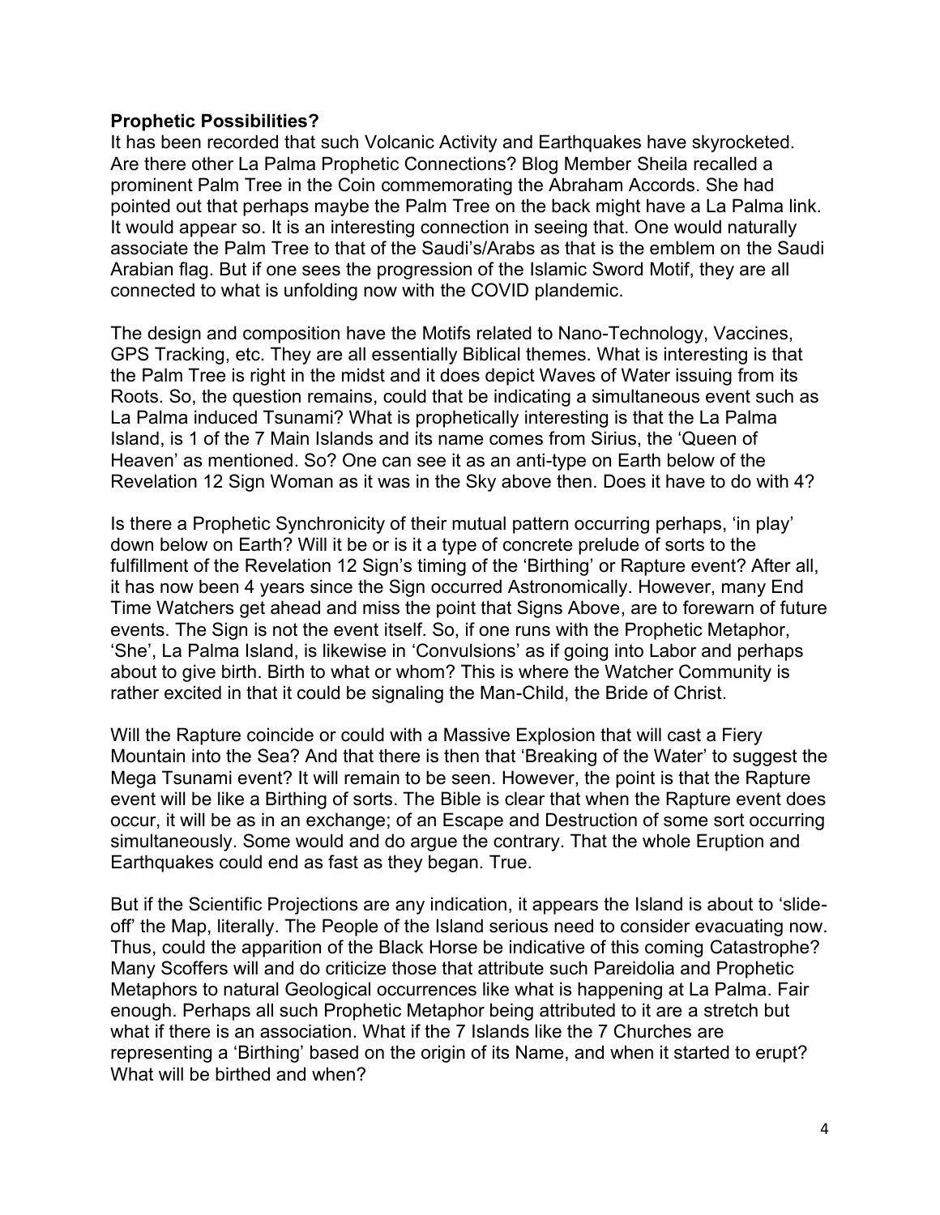**Prophetic Possibilities?**

It has been recorded that such Volcanic Activity and Earthquakes have skyrocketed. Are there other La Palma Prophetic Connections? Blog Member Sheila recalled a prominent Palm Tree in the Coin commemorating the Abraham Accords. She had pointed out that perhaps maybe the Palm Tree on the back might have a La Palma link. It would appear so. It is an interesting connection in seeing that. One would naturally associate the Palm Tree to that of the Saudi's/Arabs as that is the emblem on the Saudi Arabian flag. But if one sees the progression of the Islamic Sword Motif, they are all connected to what is unfolding now with the COVID plandemic.

The design and composition have the Motifs related to Nano-Technology, Vaccines, GPS Tracking, etc. They are all essentially Biblical themes. What is interesting is that the Palm Tree is right in the midst and it does depict Waves of Water issuing from its Roots. So, the question remains, could that be indicating a simultaneous event such as La Palma induced Tsunami? What is prophetically interesting is that the La Palma Island, is 1 of the 7 Main Islands and its name comes from Sirius, the 'Queen of Heaven' as mentioned. So? One can see it as an anti-type on Earth below of the Revelation 12 Sign Woman as it was in the Sky above then. Does it have to do with 4?

Is there a Prophetic Synchronicity of their mutual pattern occurring perhaps, 'in play' down below on Earth? Will it be or is it a type of concrete prelude of sorts to the fulfillment of the Revelation 12 Sign's timing of the 'Birthing' or Rapture event? After all, it has now been 4 years since the Sign occurred Astronomically. However, many End Time Watchers get ahead and miss the point that Signs Above, are to forewarn of future events. The Sign is not the event itself. So, if one runs with the Prophetic Metaphor, 'She', La Palma Island, is likewise in 'Convulsions' as if going into Labor and perhaps about to give birth. Birth to what or whom? This is where the Watcher Community is rather excited in that it could be signaling the Man-Child, the Bride of Christ.

Will the Rapture coincide or could with a Massive Explosion that will cast a Fiery Mountain into the Sea? And that there is then that 'Breaking of the Water' to suggest the Mega Tsunami event? It will remain to be seen. However, the point is that the Rapture event will be like a Birthing of sorts. The Bible is clear that when the Rapture event does occur, it will be as in an exchange; of an Escape and Destruction of some sort occurring simultaneously. Some would and do argue the contrary. That the whole Eruption and Earthquakes could end as fast as they began. True.

But if the Scientific Projections are any indication, it appears the Island is about to 'slide-off' the Map, literally. The People of the Island serious need to consider evacuating now. Thus, could the apparition of the Black Horse be indicative of this coming Catastrophe? Many Scoffers will and do criticize those that attribute such Pareidolia and Prophetic Metaphors to natural Geological occurrences like what is happening at La Palma. Fair enough. Perhaps all such Prophetic Metaphor being attributed to it are a stretch but what if there is an association. What if the 7 Islands like the 7 Churches are representing a 'Birthing' based on the origin of its Name, and when it started to erupt? What will be birthed and when?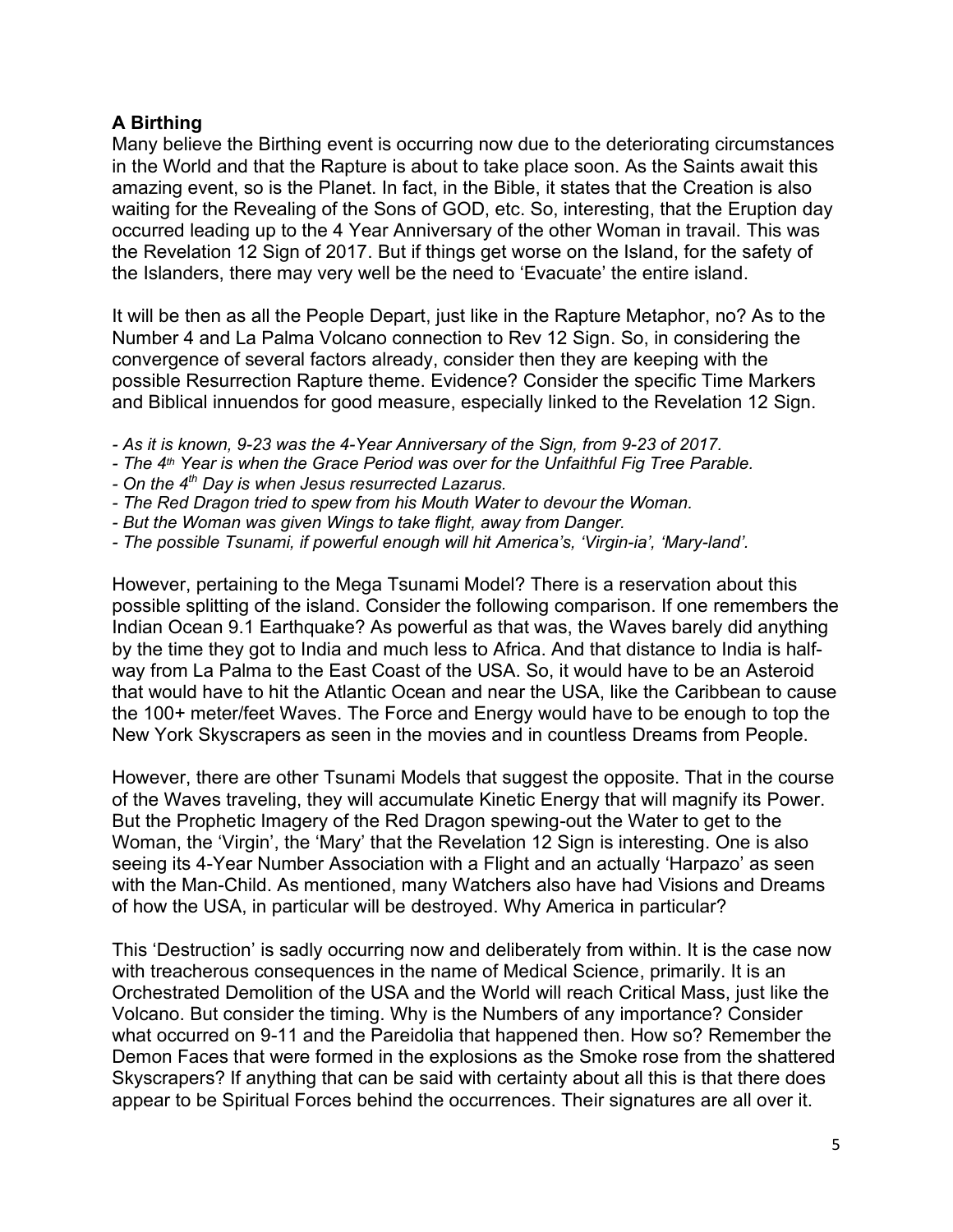### A Birthing

Many believe the Birthing event is occurring now due to the deteriorating circumstances in the World and that the Rapture is about to take place soon. As the Saints await this amazing event, so is the Planet. In fact, in the Bible, it states that the Creation is also waiting for the Revealing of the Sons of GOD, etc. So, interesting, that the Eruption day occurred leading up to the 4 Year Anniversary of the other Woman in travail. This was the Revelation 12 Sign of 2017. But if things get worse on the Island, for the safety of the Islanders, there may very well be the need to 'Evacuate' the entire island.

It will be then as all the People Depart, just like in the Rapture Metaphor, no? As to the Number 4 and La Palma Volcano connection to Rev 12 Sign. So, in considering the convergence of several factors already, consider then they are keeping with the possible Resurrection Rapture theme. Evidence? Consider the specific Time Markers and Biblical innuendos for good measure, especially linked to the Revelation 12 Sign.

- *As it is known, 9-23 was the 4-Year Anniversary of the Sign, from 9-23 of 2017.*
- *The 4th Year is when the Grace Period was over for the Unfaithful Fig Tree Parable.*
- *On the 4th Day is when Jesus resurrected Lazarus.*
- *The Red Dragon tried to spew from his Mouth Water to devour the Woman.*
- *But the Woman was given Wings to take flight, away from Danger.*
- *The possible Tsunami, if powerful enough will hit America's, 'Virgin-ia', 'Mary-land'.*

However, pertaining to the Mega Tsunami Model? There is a reservation about this possible splitting of the island. Consider the following comparison. If one remembers the Indian Ocean 9.1 Earthquake? As powerful as that was, the Waves barely did anything by the time they got to India and much less to Africa. And that distance to India is half-way from La Palma to the East Coast of the USA. So, it would have to be an Asteroid that would have to hit the Atlantic Ocean and near the USA, like the Caribbean to cause the 100+ meter/feet Waves. The Force and Energy would have to be enough to top the New York Skyscrapers as seen in the movies and in countless Dreams from People.

However, there are other Tsunami Models that suggest the opposite. That in the course of the Waves traveling, they will accumulate Kinetic Energy that will magnify its Power. But the Prophetic Imagery of the Red Dragon spewing-out the Water to get to the Woman, the 'Virgin', the 'Mary' that the Revelation 12 Sign is interesting. One is also seeing its 4-Year Number Association with a Flight and an actually 'Harpazo' as seen with the Man-Child. As mentioned, many Watchers also have had Visions and Dreams of how the USA, in particular will be destroyed. Why America in particular?

This 'Destruction' is sadly occurring now and deliberately from within. It is the case now with treacherous consequences in the name of Medical Science, primarily. It is an Orchestrated Demolition of the USA and the World will reach Critical Mass, just like the Volcano. But consider the timing. Why is the Numbers of any importance? Consider what occurred on 9-11 and the Pareidolia that happened then. How so? Remember the Demon Faces that were formed in the explosions as the Smoke rose from the shattered Skyscrapers? If anything that can be said with certainty about all this is that there does appear to be Spiritual Forces behind the occurrences. Their signatures are all over it.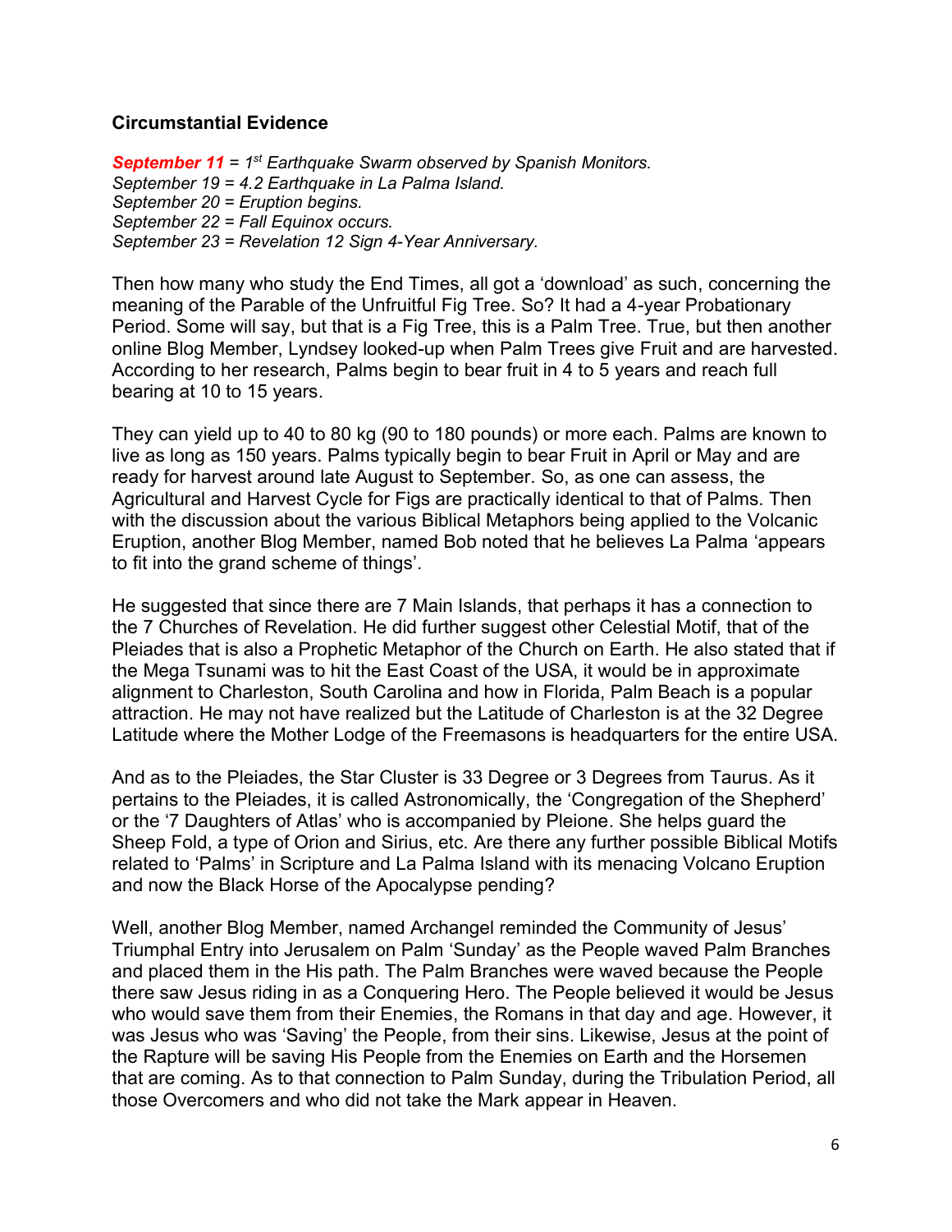**Circumstantial Evidence**

***September 11** = 1st Earthquake Swarm observed by Spanish Monitors.*
*September 19 = 4.2 Earthquake in La Palma Island.*
*September 20 = Eruption begins.*
*September 22 = Fall Equinox occurs.*
*September 23 = Revelation 12 Sign 4-Year Anniversary.*

Then how many who study the End Times, all got a 'download' as such, concerning the meaning of the Parable of the Unfruitful Fig Tree. So? It had a 4-year Probationary Period. Some will say, but that is a Fig Tree, this is a Palm Tree. True, but then another online Blog Member, Lyndsey looked-up when Palm Trees give Fruit and are harvested. According to her research, Palms begin to bear fruit in 4 to 5 years and reach full bearing at 10 to 15 years.

They can yield up to 40 to 80 kg (90 to 180 pounds) or more each. Palms are known to live as long as 150 years. Palms typically begin to bear Fruit in April or May and are ready for harvest around late August to September. So, as one can assess, the Agricultural and Harvest Cycle for Figs are practically identical to that of Palms. Then with the discussion about the various Biblical Metaphors being applied to the Volcanic Eruption, another Blog Member, named Bob noted that he believes La Palma 'appears to fit into the grand scheme of things'.

He suggested that since there are 7 Main Islands, that perhaps it has a connection to the 7 Churches of Revelation. He did further suggest other Celestial Motif, that of the Pleiades that is also a Prophetic Metaphor of the Church on Earth. He also stated that if the Mega Tsunami was to hit the East Coast of the USA, it would be in approximate alignment to Charleston, South Carolina and how in Florida, Palm Beach is a popular attraction. He may not have realized but the Latitude of Charleston is at the 32 Degree Latitude where the Mother Lodge of the Freemasons is headquarters for the entire USA.

And as to the Pleiades, the Star Cluster is 33 Degree or 3 Degrees from Taurus. As it pertains to the Pleiades, it is called Astronomically, the 'Congregation of the Shepherd' or the '7 Daughters of Atlas' who is accompanied by Pleione. She helps guard the Sheep Fold, a type of Orion and Sirius, etc. Are there any further possible Biblical Motifs related to 'Palms' in Scripture and La Palma Island with its menacing Volcano Eruption and now the Black Horse of the Apocalypse pending?

Well, another Blog Member, named Archangel reminded the Community of Jesus' Triumphal Entry into Jerusalem on Palm 'Sunday' as the People waved Palm Branches and placed them in the His path. The Palm Branches were waved because the People there saw Jesus riding in as a Conquering Hero. The People believed it would be Jesus who would save them from their Enemies, the Romans in that day and age. However, it was Jesus who was 'Saving' the People, from their sins. Likewise, Jesus at the point of the Rapture will be saving His People from the Enemies on Earth and the Horsemen that are coming. As to that connection to Palm Sunday, during the Tribulation Period, all those Overcomers and who did not take the Mark appear in Heaven.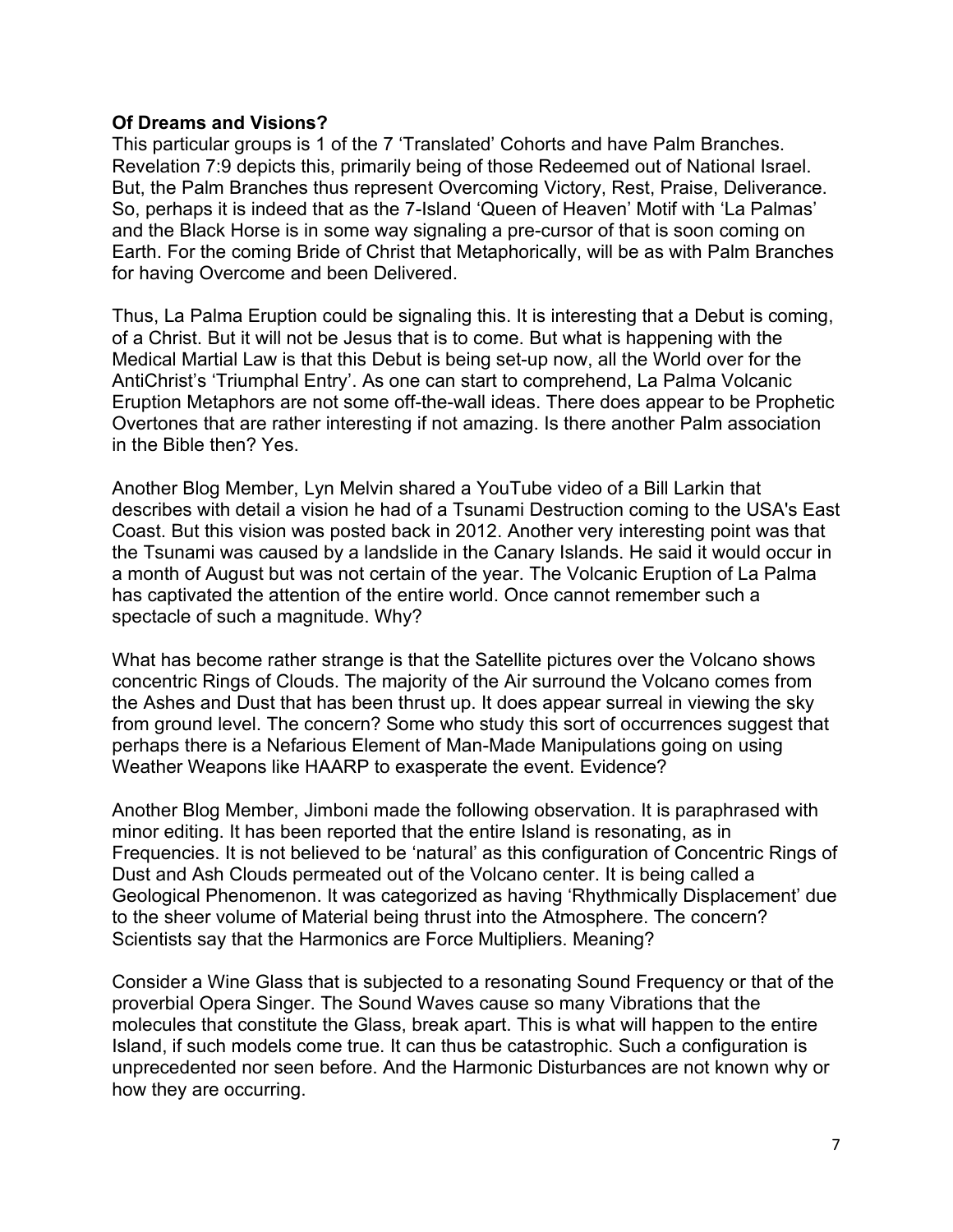**Of Dreams and Visions?**

This particular groups is 1 of the 7 'Translated' Cohorts and have Palm Branches. Revelation 7:9 depicts this, primarily being of those Redeemed out of National Israel. But, the Palm Branches thus represent Overcoming Victory, Rest, Praise, Deliverance. So, perhaps it is indeed that as the 7-Island 'Queen of Heaven' Motif with 'La Palmas' and the Black Horse is in some way signaling a pre-cursor of that is soon coming on Earth. For the coming Bride of Christ that Metaphorically, will be as with Palm Branches for having Overcome and been Delivered.

Thus, La Palma Eruption could be signaling this. It is interesting that a Debut is coming, of a Christ. But it will not be Jesus that is to come. But what is happening with the Medical Martial Law is that this Debut is being set-up now, all the World over for the AntiChrist's 'Triumphal Entry'. As one can start to comprehend, La Palma Volcanic Eruption Metaphors are not some off-the-wall ideas. There does appear to be Prophetic Overtones that are rather interesting if not amazing. Is there another Palm association in the Bible then? Yes.

Another Blog Member, Lyn Melvin shared a YouTube video of a Bill Larkin that describes with detail a vision he had of a Tsunami Destruction coming to the USA's East Coast. But this vision was posted back in 2012. Another very interesting point was that the Tsunami was caused by a landslide in the Canary Islands. He said it would occur in a month of August but was not certain of the year. The Volcanic Eruption of La Palma has captivated the attention of the entire world. Once cannot remember such a spectacle of such a magnitude. Why?

What has become rather strange is that the Satellite pictures over the Volcano shows concentric Rings of Clouds. The majority of the Air surround the Volcano comes from the Ashes and Dust that has been thrust up. It does appear surreal in viewing the sky from ground level. The concern? Some who study this sort of occurrences suggest that perhaps there is a Nefarious Element of Man-Made Manipulations going on using Weather Weapons like HAARP to exasperate the event. Evidence?

Another Blog Member, Jimboni made the following observation. It is paraphrased with minor editing. It has been reported that the entire Island is resonating, as in Frequencies. It is not believed to be 'natural' as this configuration of Concentric Rings of Dust and Ash Clouds permeated out of the Volcano center. It is being called a Geological Phenomenon. It was categorized as having 'Rhythmically Displacement' due to the sheer volume of Material being thrust into the Atmosphere. The concern? Scientists say that the Harmonics are Force Multipliers. Meaning?

Consider a Wine Glass that is subjected to a resonating Sound Frequency or that of the proverbial Opera Singer. The Sound Waves cause so many Vibrations that the molecules that constitute the Glass, break apart. This is what will happen to the entire Island, if such models come true. It can thus be catastrophic. Such a configuration is unprecedented nor seen before. And the Harmonic Disturbances are not known why or how they are occurring.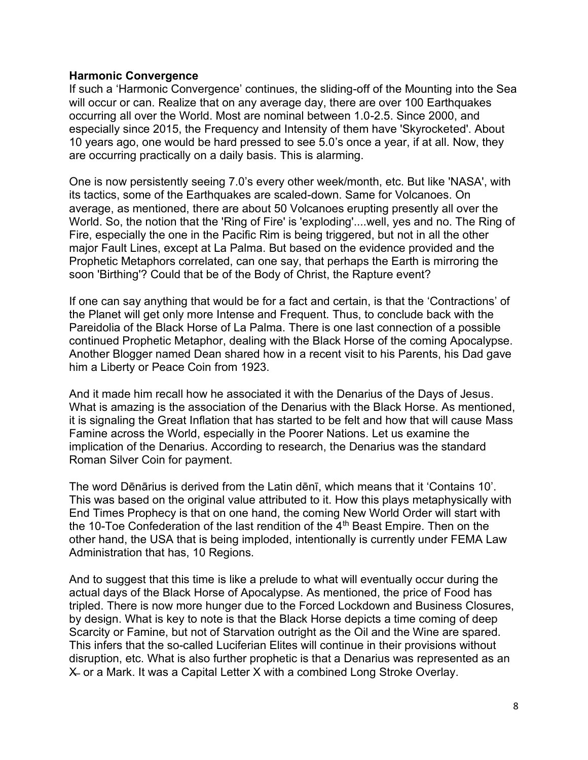**Harmonic Convergence**

If such a 'Harmonic Convergence' continues, the sliding-off of the Mounting into the Sea will occur or can. Realize that on any average day, there are over 100 Earthquakes occurring all over the World. Most are nominal between 1.0-2.5. Since 2000, and especially since 2015, the Frequency and Intensity of them have 'Skyrocketed'. About 10 years ago, one would be hard pressed to see 5.0's once a year, if at all. Now, they are occurring practically on a daily basis. This is alarming.

One is now persistently seeing 7.0's every other week/month, etc. But like 'NASA', with its tactics, some of the Earthquakes are scaled-down. Same for Volcanoes. On average, as mentioned, there are about 50 Volcanoes erupting presently all over the World. So, the notion that the 'Ring of Fire' is 'exploding'....well, yes and no. The Ring of Fire, especially the one in the Pacific Rim is being triggered, but not in all the other major Fault Lines, except at La Palma. But based on the evidence provided and the Prophetic Metaphors correlated, can one say, that perhaps the Earth is mirroring the soon 'Birthing'? Could that be of the Body of Christ, the Rapture event?

If one can say anything that would be for a fact and certain, is that the 'Contractions' of the Planet will get only more Intense and Frequent. Thus, to conclude back with the Pareidolia of the Black Horse of La Palma. There is one last connection of a possible continued Prophetic Metaphor, dealing with the Black Horse of the coming Apocalypse. Another Blogger named Dean shared how in a recent visit to his Parents, his Dad gave him a Liberty or Peace Coin from 1923.

And it made him recall how he associated it with the Denarius of the Days of Jesus. What is amazing is the association of the Denarius with the Black Horse. As mentioned, it is signaling the Great Inflation that has started to be felt and how that will cause Mass Famine across the World, especially in the Poorer Nations. Let us examine the implication of the Denarius. According to research, the Denarius was the standard Roman Silver Coin for payment.

The word Dēnārius is derived from the Latin dēnī, which means that it 'Contains 10'. This was based on the original value attributed to it. How this plays metaphysically with End Times Prophecy is that on one hand, the coming New World Order will start with the 10-Toe Confederation of the last rendition of the 4th Beast Empire. Then on the other hand, the USA that is being imploded, intentionally is currently under FEMA Law Administration that has, 10 Regions.

And to suggest that this time is like a prelude to what will eventually occur during the actual days of the Black Horse of Apocalypse. As mentioned, the price of Food has tripled. There is now more hunger due to the Forced Lockdown and Business Closures, by design. What is key to note is that the Black Horse depicts a time coming of deep Scarcity or Famine, but not of Starvation outright as the Oil and the Wine are spared. This infers that the so-called Luciferian Elites will continue in their provisions without disruption, etc. What is also further prophetic is that a Denarius was represented as an X– or a Mark. It was a Capital Letter X with a combined Long Stroke Overlay.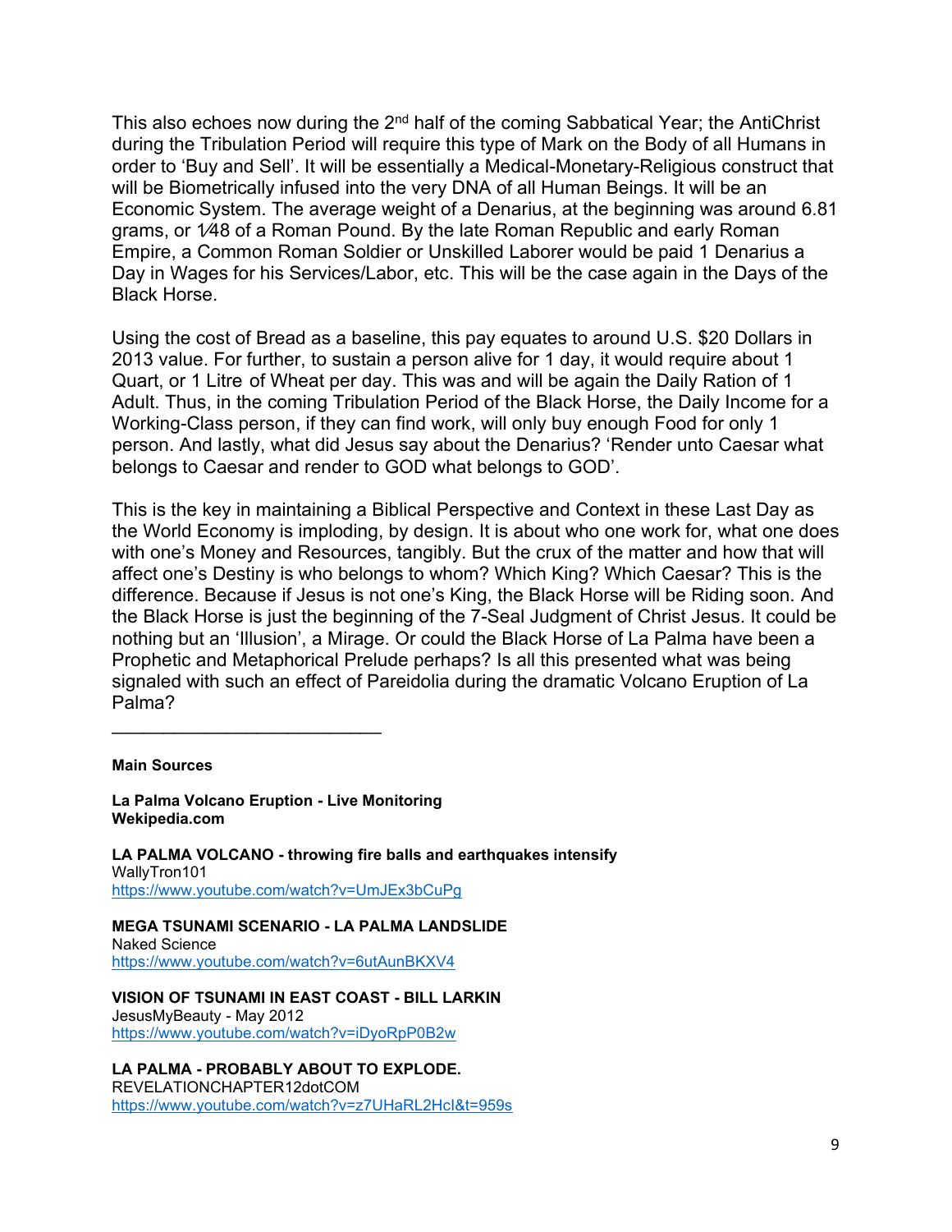This also echoes now during the 2nd half of the coming Sabbatical Year; the AntiChrist during the Tribulation Period will require this type of Mark on the Body of all Humans in order to 'Buy and Sell'. It will be essentially a Medical-Monetary-Religious construct that will be Biometrically infused into the very DNA of all Human Beings. It will be an Economic System. The average weight of a Denarius, at the beginning was around 6.81 grams, or 1⁄48 of a Roman Pound. By the late Roman Republic and early Roman Empire, a Common Roman Soldier or Unskilled Laborer would be paid 1 Denarius a Day in Wages for his Services/Labor, etc. This will be the case again in the Days of the Black Horse.

Using the cost of Bread as a baseline, this pay equates to around U.S. $20 Dollars in 2013 value. For further, to sustain a person alive for 1 day, it would require about 1 Quart, or 1 Litre of Wheat per day. This was and will be again the Daily Ration of 1 Adult. Thus, in the coming Tribulation Period of the Black Horse, the Daily Income for a Working-Class person, if they can find work, will only buy enough Food for only 1 person. And lastly, what did Jesus say about the Denarius? 'Render unto Caesar what belongs to Caesar and render to GOD what belongs to GOD'.

This is the key in maintaining a Biblical Perspective and Context in these Last Day as the World Economy is imploding, by design. It is about who one work for, what one does with one's Money and Resources, tangibly. But the crux of the matter and how that will affect one's Destiny is who belongs to whom? Which King? Which Caesar? This is the difference. Because if Jesus is not one's King, the Black Horse will be Riding soon. And the Black Horse is just the beginning of the 7-Seal Judgment of Christ Jesus. It could be nothing but an 'Illusion', a Mirage. Or could the Black Horse of La Palma have been a Prophetic and Metaphorical Prelude perhaps? Is all this presented what was being signaled with such an effect of Pareidolia during the dramatic Volcano Eruption of La Palma?

___________________________

**Main Sources**

**La Palma Volcano Eruption - Live Monitoring**
**Wekipedia.com**

**LA PALMA VOLCANO - throwing fire balls and earthquakes intensify**
WallyTron101
https://www.youtube.com/watch?v=UmJEx3bCuPg

**MEGA TSUNAMI SCENARIO - LA PALMA LANDSLIDE**
Naked Science
https://www.youtube.com/watch?v=6utAunBKXV4

**VISION OF TSUNAMI IN EAST COAST - BILL LARKIN**
JesusMyBeauty - May 2012
https://www.youtube.com/watch?v=iDyoRpP0B2w

**LA PALMA - PROBABLY ABOUT TO EXPLODE.**
REVELATIONCHAPTER12dotCOM
https://www.youtube.com/watch?v=z7UHaRL2HcI&t=959s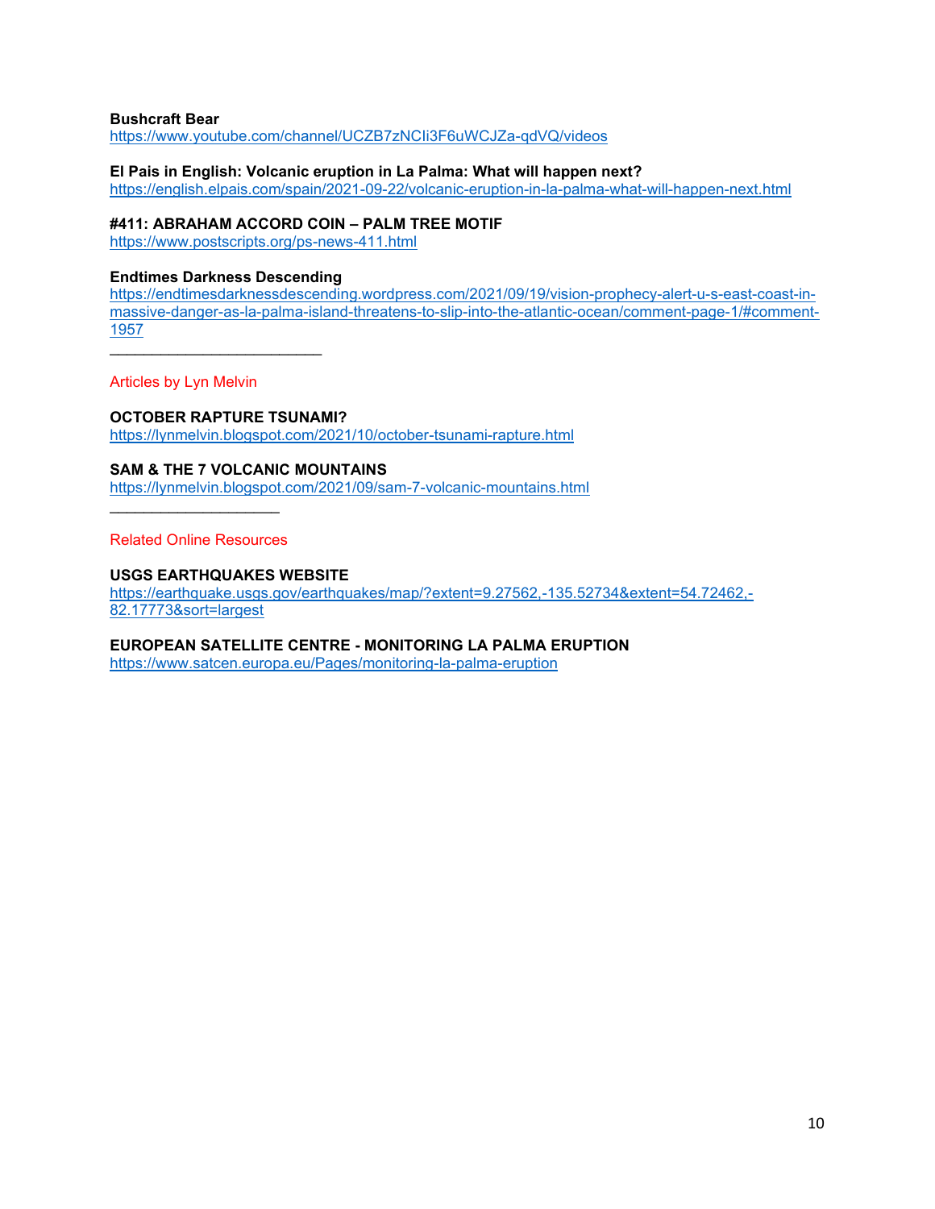**Bushcraft Bear**
https://www.youtube.com/channel/UCZB7zNCIi3F6uWCJZa-qdVQ/videos

**El Pais in English: Volcanic eruption in La Palma: What will happen next?**
https://english.elpais.com/spain/2021-09-22/volcanic-eruption-in-la-palma-what-will-happen-next.html

**#411: ABRAHAM ACCORD COIN – PALM TREE MOTIF**
https://www.postscripts.org/ps-news-411.html

**Endtimes Darkness Descending**
https://endtimesdarknessdescending.wordpress.com/2021/09/19/vision-prophecy-alert-u-s-east-coast-in-massive-danger-as-la-palma-island-threatens-to-slip-into-the-atlantic-ocean/comment-page-1/#comment-1957

___________________________

Articles by Lyn Melvin

**OCTOBER RAPTURE TSUNAMI?**
https://lynmelvin.blogspot.com/2021/10/october-tsunami-rapture.html

**SAM & THE 7 VOLCANIC MOUNTAINS**
https://lynmelvin.blogspot.com/2021/09/sam-7-volcanic-mountains.html

______________________

Related Online Resources

**USGS EARTHQUAKES WEBSITE**
https://earthquake.usgs.gov/earthquakes/map/?extent=9.27562,-135.52734&extent=54.72462,-82.17773&sort=largest

**EUROPEAN SATELLITE CENTRE - MONITORING LA PALMA ERUPTION**
https://www.satcen.europa.eu/Pages/monitoring-la-palma-eruption